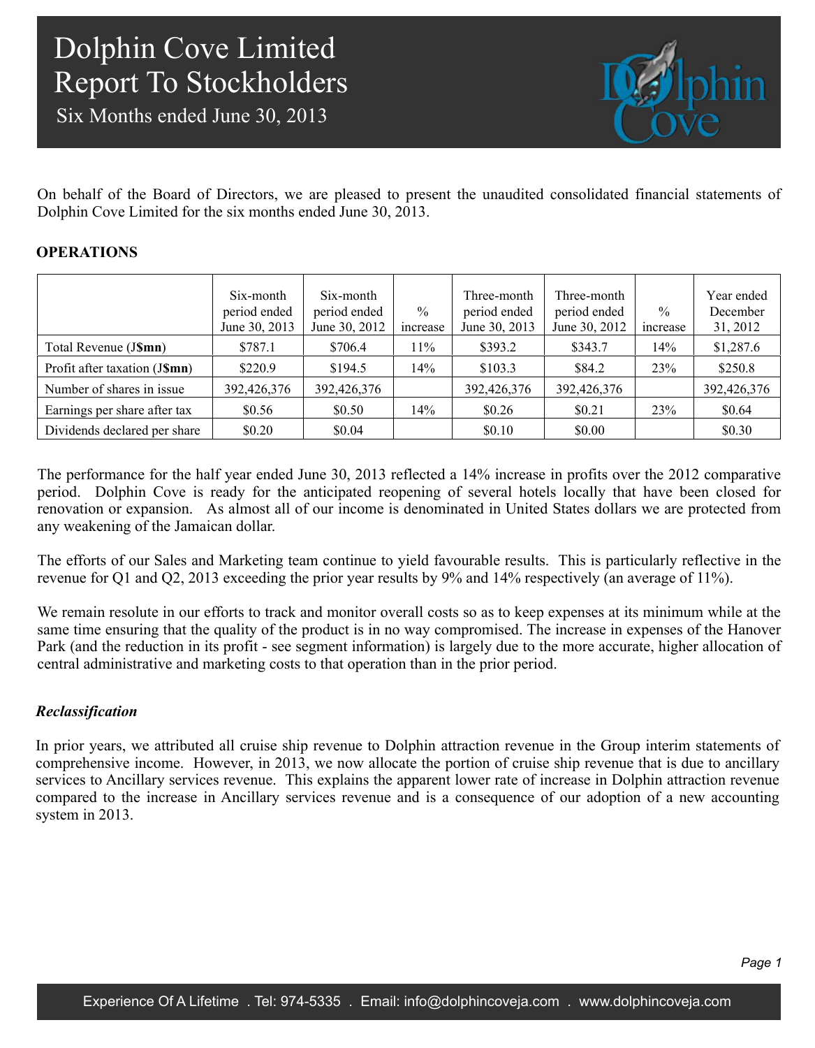# Dolphin Cove Limited
# Report To Stockholders
## Six Months ended June 30, 2013

On behalf of the Board of Directors, we are pleased to present the unaudited consolidated financial statements of Dolphin Cove Limited for the six months ended June 30, 2013.

### OPERATIONS

| | Six-month period ended June 30, 2013 | Six-month period ended June 30, 2012 | % increase | Three-month period ended June 30, 2013 | Three-month period ended June 30, 2012 | % increase | Year ended December 31, 2012 |
|---|---|---|---|---|---|---|---|
| Total Revenue (J**$mn**) | $787.1 | $706.4 | 11% | $393.2 | $343.7 | 14% | $1,287.6 |
| Profit after taxation (J**$mn**) | $220.9 | $194.5 | 14% | $103.3 | $84.2 | 23% | $250.8 |
| Number of shares in issue | 392,426,376 | 392,426,376 | | 392,426,376 | 392,426,376 | | 392,426,376 |
| Earnings per share after tax | $0.56 | $0.50 | 14% | $0.26 | $0.21 | 23% | $0.64 |
| Dividends declared per share | $0.20 | $0.04 | | $0.10 | $0.00 | | $0.30 |

The performance for the half year ended June 30, 2013 reflected a 14% increase in profits over the 2012 comparative period. Dolphin Cove is ready for the anticipated reopening of several hotels locally that have been closed for renovation or expansion. As almost all of our income is denominated in United States dollars we are protected from any weakening of the Jamaican dollar.

The efforts of our Sales and Marketing team continue to yield favourable results. This is particularly reflective in the revenue for Q1 and Q2, 2013 exceeding the prior year results by 9% and 14% respectively (an average of 11%).

We remain resolute in our efforts to track and monitor overall costs so as to keep expenses at its minimum while at the same time ensuring that the quality of the product is in no way compromised. The increase in expenses of the Hanover Park (and the reduction in its profit - see segment information) is largely due to the more accurate, higher allocation of central administrative and marketing costs to that operation than in the prior period.

***Reclassification***

In prior years, we attributed all cruise ship revenue to Dolphin attraction revenue in the Group interim statements of comprehensive income. However, in 2013, we now allocate the portion of cruise ship revenue that is due to ancillary services to Ancillary services revenue. This explains the apparent lower rate of increase in Dolphin attraction revenue compared to the increase in Ancillary services revenue and is a consequence of our adoption of a new accounting system in 2013.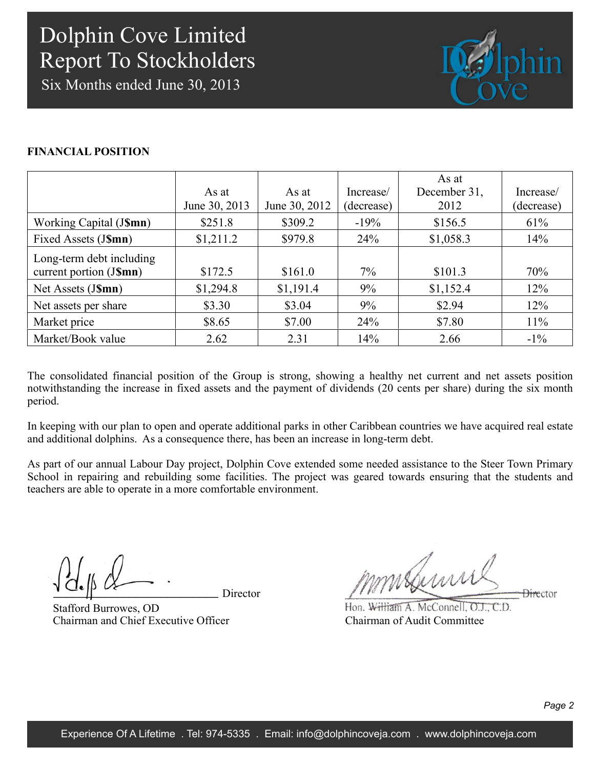# Dolphin Cove Limited
## Report To Stockholders
### Six Months ended June 30, 2013

**FINANCIAL POSITION**

| | As at June 30, 2013 | As at June 30, 2012 | Increase/ (decrease) | As at December 31, 2012 | Increase/ (decrease) |
|---|---|---|---|---|---|
| Working Capital (J**$mn**) | $251.8 | $309.2 | -19% | $156.5 | 61% |
| Fixed Assets (J**$mn**) | $1,211.2 | $979.8 | 24% | $1,058.3 | 14% |
| Long-term debt including current portion (J**$mn**) | $172.5 | $161.0 | 7% | $101.3 | 70% |
| Net Assets (J**$mn**) | $1,294.8 | $1,191.4 | 9% | $1,152.4 | 12% |
| Net assets per share | $3.30 | $3.04 | 9% | $2.94 | 12% |
| Market price | $8.65 | $7.00 | 24% | $7.80 | 11% |
| Market/Book value | 2.62 | 2.31 | 14% | 2.66 | -1% |

The consolidated financial position of the Group is strong, showing a healthy net current and net assets position notwithstanding the increase in fixed assets and the payment of dividends (20 cents per share) during the six month period.

In keeping with our plan to open and operate additional parks in other Caribbean countries we have acquired real estate and additional dolphins. As a consequence there, has been an increase in long-term debt.

As part of our annual Labour Day project, Dolphin Cove extended some needed assistance to the Steer Town Primary School in repairing and rebuilding some facilities. The project was geared towards ensuring that the students and teachers are able to operate in a more comfortable environment.

Director
Stafford Burrowes, OD
Chairman and Chief Executive Officer

Director
Hon. William A. McConnell, O.J., C.D.
Chairman of Audit Committee

Experience Of A Lifetime . Tel: 974-5335 . Email: info@dolphincoveja.com . www.dolphincoveja.com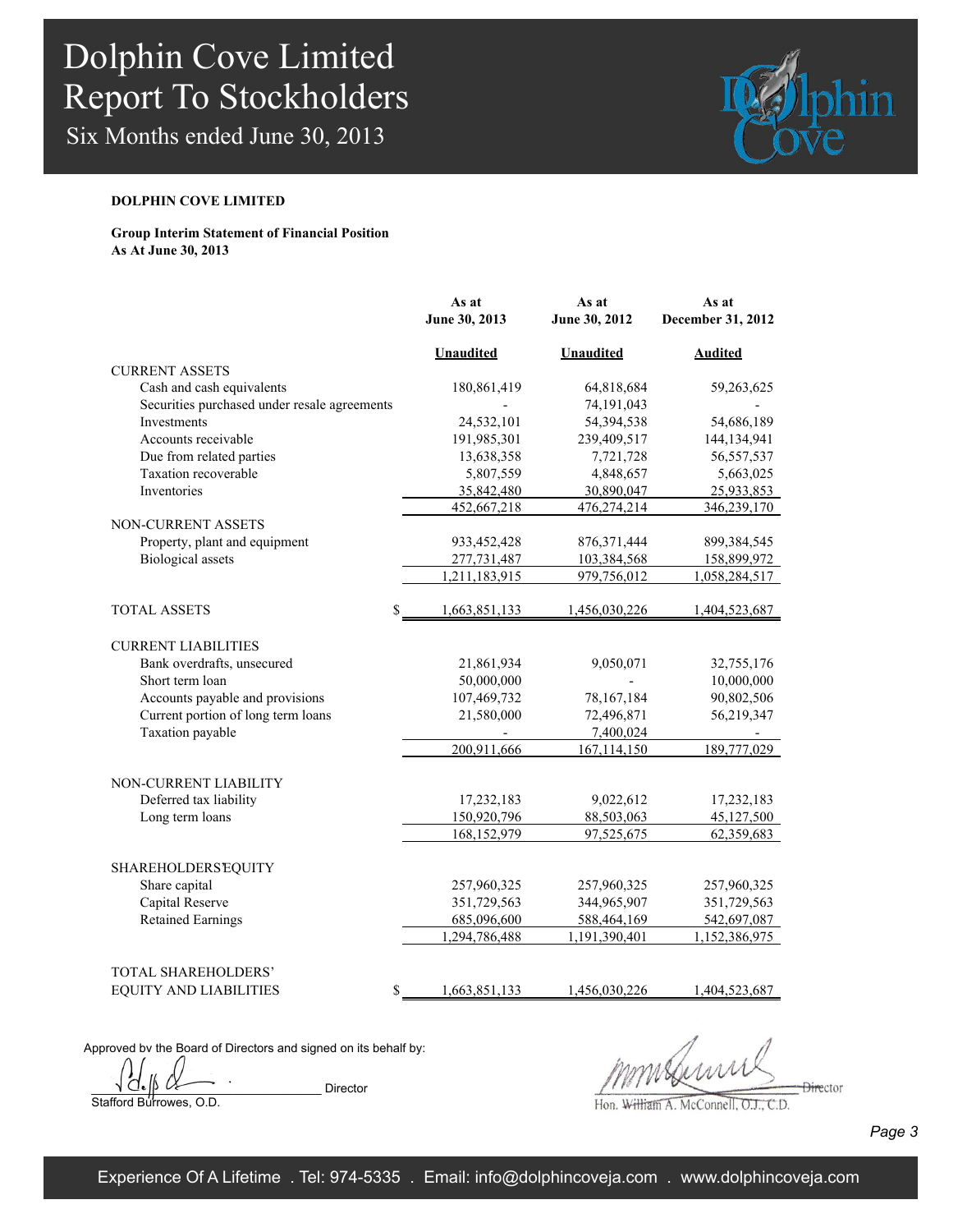# Dolphin Cove Limited
# Report To Stockholders
## Six Months ended June 30, 2013

**DOLPHIN COVE LIMITED**

**Group Interim Statement of Financial Position**
**As At June 30, 2013**

| | As at June 30, 2013 | As at June 30, 2012 | As at December 31, 2012 |
|---|---|---|---|
| | **Unaudited** | **Unaudited** | **Audited** |
| CURRENT ASSETS | | | |
| Cash and cash equivalents | 180,861,419 | 64,818,684 | 59,263,625 |
| Securities purchased under resale agreements | - | 74,191,043 | - |
| Investments | 24,532,101 | 54,394,538 | 54,686,189 |
| Accounts receivable | 191,985,301 | 239,409,517 | 144,134,941 |
| Due from related parties | 13,638,358 | 7,721,728 | 56,557,537 |
| Taxation recoverable | 5,807,559 | 4,848,657 | 5,663,025 |
| Inventories | 35,842,480 | 30,890,047 | 25,933,853 |
| | 452,667,218 | 476,274,214 | 346,239,170 |
| NON-CURRENT ASSETS | | | |
| Property, plant and equipment | 933,452,428 | 876,371,444 | 899,384,545 |
| Biological assets | 277,731,487 | 103,384,568 | 158,899,972 |
| | 1,211,183,915 | 979,756,012 | 1,058,284,517 |
| TOTAL ASSETS | $ 1,663,851,133 | 1,456,030,226 | 1,404,523,687 |
| CURRENT LIABILITIES | | | |
| Bank overdrafts, unsecured | 21,861,934 | 9,050,071 | 32,755,176 |
| Short term loan | 50,000,000 | - | 10,000,000 |
| Accounts payable and provisions | 107,469,732 | 78,167,184 | 90,802,506 |
| Current portion of long term loans | 21,580,000 | 72,496,871 | 56,219,347 |
| Taxation payable | - | 7,400,024 | - |
| | 200,911,666 | 167,114,150 | 189,777,029 |
| NON-CURRENT LIABILITY | | | |
| Deferred tax liability | 17,232,183 | 9,022,612 | 17,232,183 |
| Long term loans | 150,920,796 | 88,503,063 | 45,127,500 |
| | 168,152,979 | 97,525,675 | 62,359,683 |
| SHAREHOLDERS' EQUITY | | | |
| Share capital | 257,960,325 | 257,960,325 | 257,960,325 |
| Capital Reserve | 351,729,563 | 344,965,907 | 351,729,563 |
| Retained Earnings | 685,096,600 | 588,464,169 | 542,697,087 |
| | 1,294,786,488 | 1,191,390,401 | 1,152,386,975 |
| TOTAL SHAREHOLDERS' EQUITY AND LIABILITIES | $ 1,663,851,133 | 1,456,030,226 | 1,404,523,687 |

Approved by the Board of Directors and signed on its behalf by:

Stafford Burrowes, O.D. — Director

Hon. William A. McConnell, O.J., C.D. — Director

Experience Of A Lifetime . Tel: 974-5335 . Email: info@dolphincoveja.com . www.dolphincoveja.com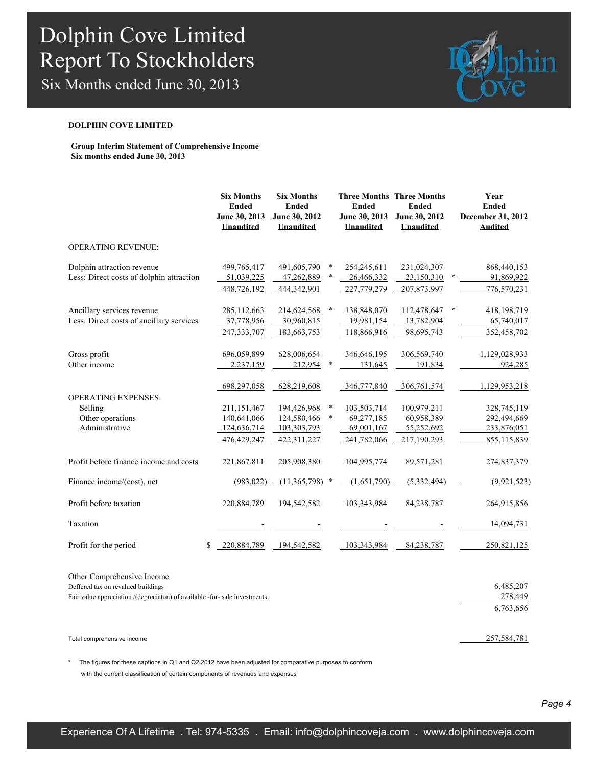# Dolphin Cove Limited
## Report To Stockholders
### Six Months ended June 30, 2013

**DOLPHIN COVE LIMITED**

**Group Interim Statement of Comprehensive Income**
**Six months ended June 30, 2013**

| | Six Months Ended June 30, 2013 Unaudited | Six Months Ended June 30, 2012 Unaudited | | Three Months Ended June 30, 2013 Unaudited | Three Months Ended June 30, 2012 Unaudited | | Year Ended December 31, 2012 Audited |
|---|---|---|---|---|---|---|---|
| OPERATING REVENUE: | | | | | | | |
| Dolphin attraction revenue | 499,765,417 | 491,605,790 | * | 254,245,611 | 231,024,307 | | 868,440,153 |
| Less: Direct costs of dolphin attraction | 51,039,225 | 47,262,889 | * | 26,466,332 | 23,150,310 | * | 91,869,922 |
| | 448,726,192 | 444,342,901 | | 227,779,279 | 207,873,997 | | 776,570,231 |
| Ancillary services revenue | 285,112,663 | 214,624,568 | * | 138,848,070 | 112,478,647 | * | 418,198,719 |
| Less: Direct costs of ancillary services | 37,778,956 | 30,960,815 | | 19,981,154 | 13,782,904 | | 65,740,017 |
| | 247,333,707 | 183,663,753 | | 118,866,916 | 98,695,743 | | 352,458,702 |
| Gross profit | 696,059,899 | 628,006,654 | | 346,646,195 | 306,569,740 | | 1,129,028,933 |
| Other income | 2,237,159 | 212,954 | * | 131,645 | 191,834 | | 924,285 |
| | 698,297,058 | 628,219,608 | | 346,777,840 | 306,761,574 | | 1,129,953,218 |
| OPERATING EXPENSES: | | | | | | | |
| Selling | 211,151,467 | 194,426,968 | * | 103,503,714 | 100,979,211 | | 328,745,119 |
| Other operations | 140,641,066 | 124,580,466 | * | 69,277,185 | 60,958,389 | | 292,494,669 |
| Administrative | 124,636,714 | 103,303,793 | | 69,001,167 | 55,252,692 | | 233,876,051 |
| | 476,429,247 | 422,311,227 | | 241,782,066 | 217,190,293 | | 855,115,839 |
| Profit before finance income and costs | 221,867,811 | 205,908,380 | | 104,995,774 | 89,571,281 | | 274,837,379 |
| Finance income/(cost), net | (983,022) | (11,365,798) | * | (1,651,790) | (5,332,494) | | (9,921,523) |
| Profit before taxation | 220,884,789 | 194,542,582 | | 103,343,984 | 84,238,787 | | 264,915,856 |
| Taxation | - | - | | - | - | | 14,094,731 |
| Profit for the period | $ 220,884,789 | 194,542,582 | | 103,343,984 | 84,238,787 | | 250,821,125 |
| Other Comprehensive Income | | | | | | | |
| Deffered tax on revalued buildings | | | | | | | 6,485,207 |
| Fair value appreciation /(depreciaton) of available -for- sale investments. | | | | | | | 278,449 |
| | | | | | | | 6,763,656 |
| Total comprehensive income | | | | | | | 257,584,781 |

\* The figures for these captions in Q1 and Q2 2012 have been adjusted for comparative purposes to conform with the current classification of certain components of revenues and expenses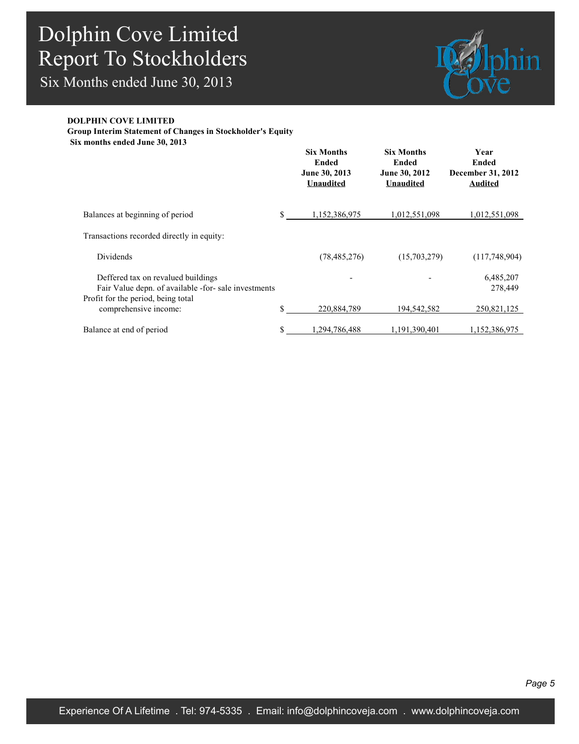# Dolphin Cove Limited
## Report To Stockholders
### Six Months ended June 30, 2013

**DOLPHIN COVE LIMITED**
**Group Interim Statement of Changes in Stockholder's Equity**
**Six months ended June 30, 2013**

| | | Six Months Ended June 30, 2013 Unaudited | Six Months Ended June 30, 2012 Unaudited | Year Ended December 31, 2012 Audited |
|---|---|---|---|---|
| Balances at beginning of period | $ | 1,152,386,975 | 1,012,551,098 | 1,012,551,098 |
| Transactions recorded directly in equity: | | | | |
| Dividends | | (78,485,276) | (15,703,279) | (117,748,904) |
| Deffered tax on revalued buildings | | - | - | 6,485,207 |
| Fair Value depn. of available -for- sale investments | | | | 278,449 |
| Profit for the period, being total comprehensive income: | $ | 220,884,789 | 194,542,582 | 250,821,125 |
| Balance at end of period | $ | 1,294,786,488 | 1,191,390,401 | 1,152,386,975 |

Experience Of A Lifetime . Tel: 974-5335 . Email: info@dolphincoveja.com . www.dolphincoveja.com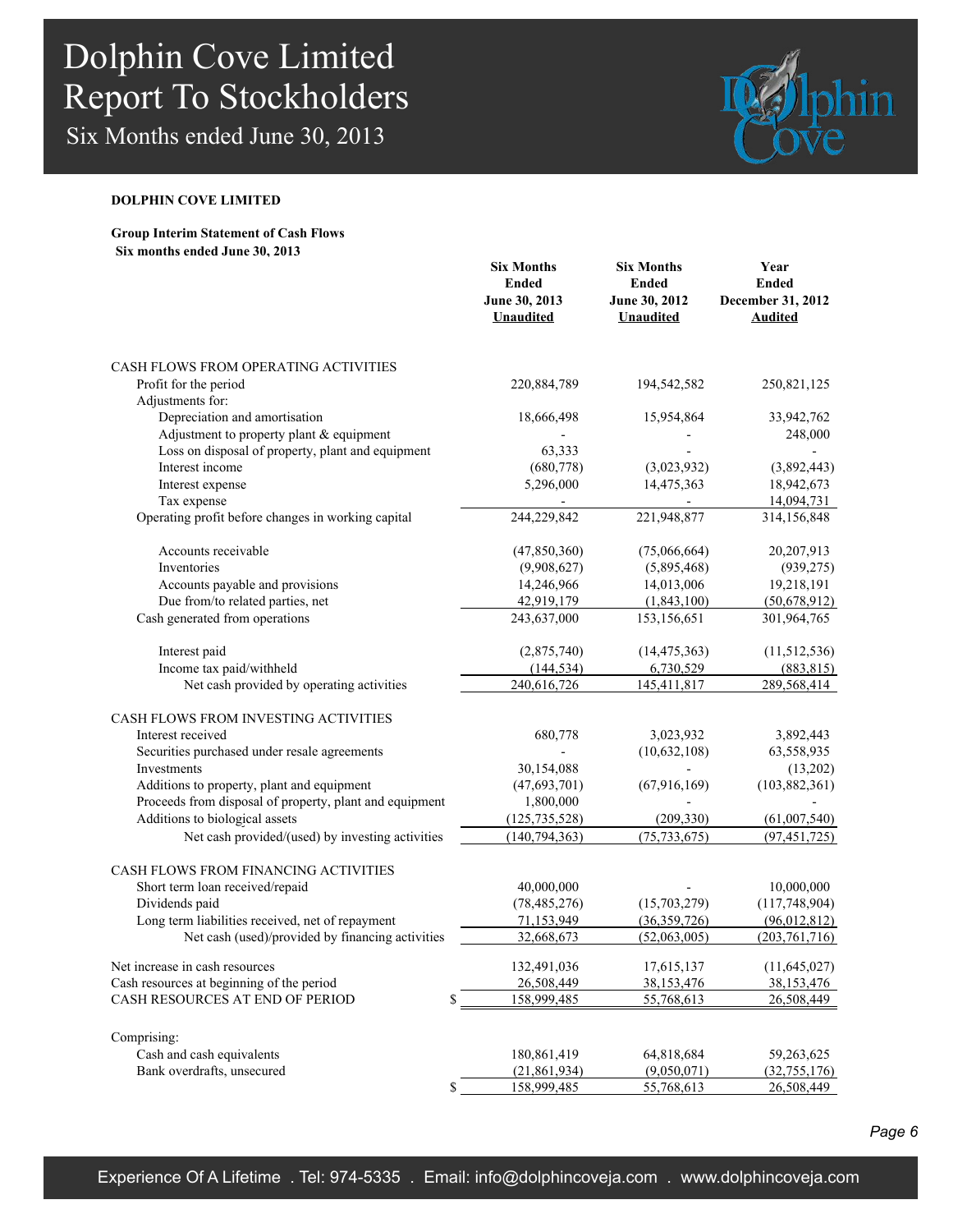# Dolphin Cove Limited
# Report To Stockholders
## Six Months ended June 30, 2013

**DOLPHIN COVE LIMITED**

**Group Interim Statement of Cash Flows**
**Six months ended June 30, 2013**

| | Six Months Ended June 30, 2013 Unaudited | Six Months Ended June 30, 2012 Unaudited | Year Ended December 31, 2012 Audited |
|---|---|---|---|
| CASH FLOWS FROM OPERATING ACTIVITIES | | | |
| Profit for the period | 220,884,789 | 194,542,582 | 250,821,125 |
| Adjustments for: | | | |
| Depreciation and amortisation | 18,666,498 | 15,954,864 | 33,942,762 |
| Adjustment to property plant & equipment | - | - | 248,000 |
| Loss on disposal of property, plant and equipment | 63,333 | - | - |
| Interest income | (680,778) | (3,023,932) | (3,892,443) |
| Interest expense | 5,296,000 | 14,475,363 | 18,942,673 |
| Tax expense | - | - | 14,094,731 |
| Operating profit before changes in working capital | 244,229,842 | 221,948,877 | 314,156,848 |
| Accounts receivable | (47,850,360) | (75,066,664) | 20,207,913 |
| Inventories | (9,908,627) | (5,895,468) | (939,275) |
| Accounts payable and provisions | 14,246,966 | 14,013,006 | 19,218,191 |
| Due from/to related parties, net | 42,919,179 | (1,843,100) | (50,678,912) |
| Cash generated from operations | 243,637,000 | 153,156,651 | 301,964,765 |
| Interest paid | (2,875,740) | (14,475,363) | (11,512,536) |
| Income tax paid/withheld | (144,534) | 6,730,529 | (883,815) |
| Net cash provided by operating activities | 240,616,726 | 145,411,817 | 289,568,414 |
| CASH FLOWS FROM INVESTING ACTIVITIES | | | |
| Interest received | 680,778 | 3,023,932 | 3,892,443 |
| Securities purchased under resale agreements | - | (10,632,108) | 63,558,935 |
| Investments | 30,154,088 | - | (13,202) |
| Additions to property, plant and equipment | (47,693,701) | (67,916,169) | (103,882,361) |
| Proceeds from disposal of property, plant and equipment | 1,800,000 | - | - |
| Additions to biological assets | (125,735,528) | (209,330) | (61,007,540) |
| Net cash provided/(used) by investing activities | (140,794,363) | (75,733,675) | (97,451,725) |
| CASH FLOWS FROM FINANCING ACTIVITIES | | | |
| Short term loan received/repaid | 40,000,000 | - | 10,000,000 |
| Dividends paid | (78,485,276) | (15,703,279) | (117,748,904) |
| Long term liabilities received, net of repayment | 71,153,949 | (36,359,726) | (96,012,812) |
| Net cash (used)/provided by financing activities | 32,668,673 | (52,063,005) | (203,761,716) |
| Net increase in cash resources | 132,491,036 | 17,615,137 | (11,645,027) |
| Cash resources at beginning of the period | 26,508,449 | 38,153,476 | 38,153,476 |
| CASH RESOURCES AT END OF PERIOD | $ 158,999,485 | 55,768,613 | 26,508,449 |
| Comprising: | | | |
| Cash and cash equivalents | 180,861,419 | 64,818,684 | 59,263,625 |
| Bank overdrafts, unsecured | (21,861,934) | (9,050,071) | (32,755,176) |
| | $ 158,999,485 | 55,768,613 | 26,508,449 |

Experience Of A Lifetime . Tel: 974-5335 . Email: info@dolphincoveja.com . www.dolphincoveja.com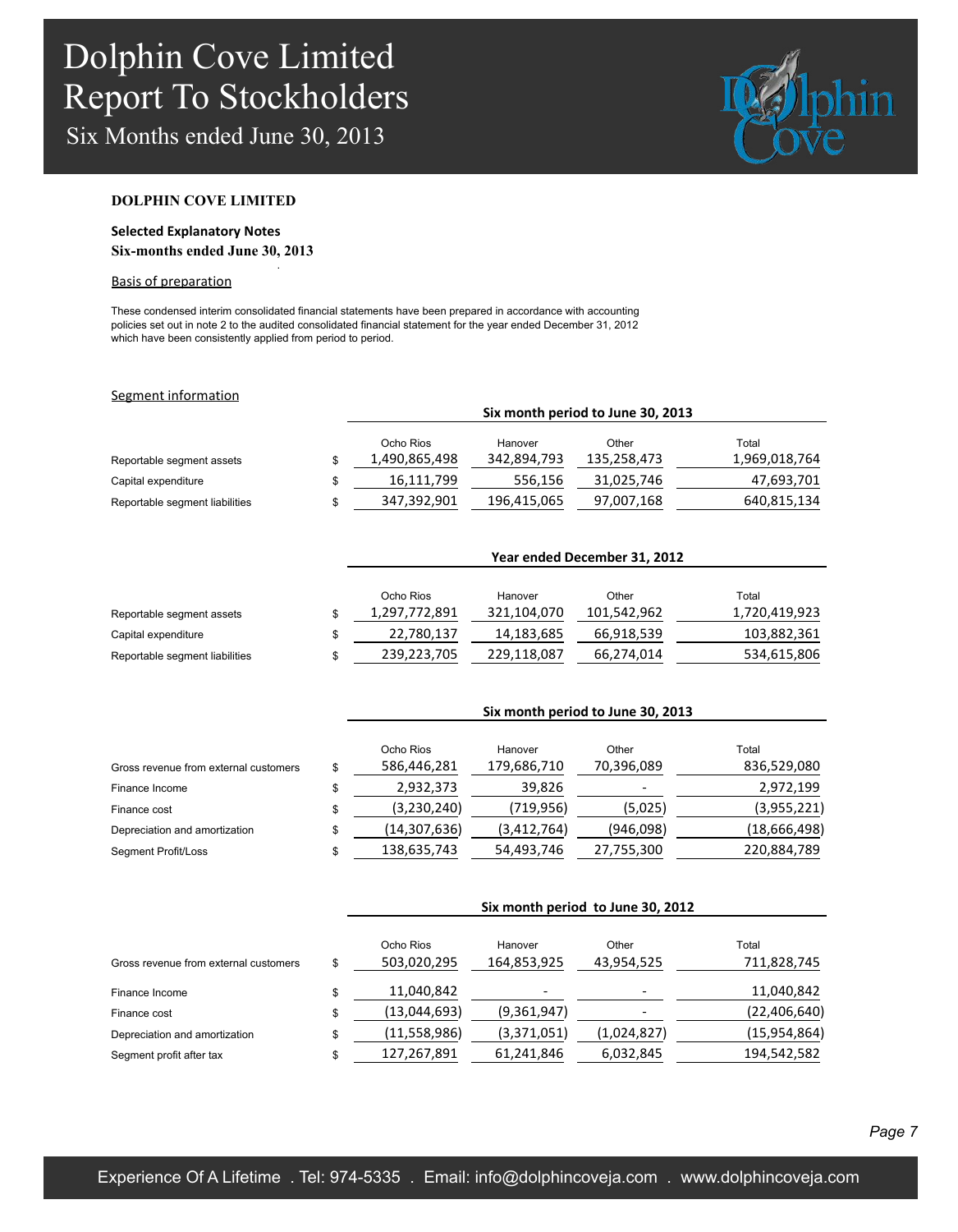# Dolphin Cove Limited
# Report To Stockholders
## Six Months ended June 30, 2013

**DOLPHIN COVE LIMITED**

**Selected Explanatory Notes**
**Six-months ended June 30, 2013**

Basis of preparation

These condensed interim consolidated financial statements have been prepared in accordance with accounting policies set out in note 2 to the audited consolidated financial statement for the year ended December 31, 2012 which have been consistently applied from period to period.

Segment information

| | | Six month period to June 30, 2013 | | | |
|---|---|---|---|---|---|
| | | Ocho Rios | Hanover | Other | Total |
| Reportable segment assets | $ | 1,490,865,498 | 342,894,793 | 135,258,473 | 1,969,018,764 |
| Capital expenditure | $ | 16,111,799 | 556,156 | 31,025,746 | 47,693,701 |
| Reportable segment liabilities | $ | 347,392,901 | 196,415,065 | 97,007,168 | 640,815,134 |

| | | Year ended December 31, 2012 | | | |
|---|---|---|---|---|---|
| | | Ocho Rios | Hanover | Other | Total |
| Reportable segment assets | $ | 1,297,772,891 | 321,104,070 | 101,542,962 | 1,720,419,923 |
| Capital expenditure | $ | 22,780,137 | 14,183,685 | 66,918,539 | 103,882,361 |
| Reportable segment liabilities | $ | 239,223,705 | 229,118,087 | 66,274,014 | 534,615,806 |

| | | Six month period to June 30, 2013 | | | |
|---|---|---|---|---|---|
| | | Ocho Rios | Hanover | Other | Total |
| Gross revenue from external customers | $ | 586,446,281 | 179,686,710 | 70,396,089 | 836,529,080 |
| Finance Income | $ | 2,932,373 | 39,826 | - | 2,972,199 |
| Finance cost | $ | (3,230,240) | (719,956) | (5,025) | (3,955,221) |
| Depreciation and amortization | $ | (14,307,636) | (3,412,764) | (946,098) | (18,666,498) |
| Segment Profit/Loss | $ | 138,635,743 | 54,493,746 | 27,755,300 | 220,884,789 |

| | | Six month period to June 30, 2012 | | | |
|---|---|---|---|---|---|
| | | Ocho Rios | Hanover | Other | Total |
| Gross revenue from external customers | $ | 503,020,295 | 164,853,925 | 43,954,525 | 711,828,745 |
| Finance Income | $ | 11,040,842 | - | - | 11,040,842 |
| Finance cost | $ | (13,044,693) | (9,361,947) | - | (22,406,640) |
| Depreciation and amortization | $ | (11,558,986) | (3,371,051) | (1,024,827) | (15,954,864) |
| Segment profit after tax | $ | 127,267,891 | 61,241,846 | 6,032,845 | 194,542,582 |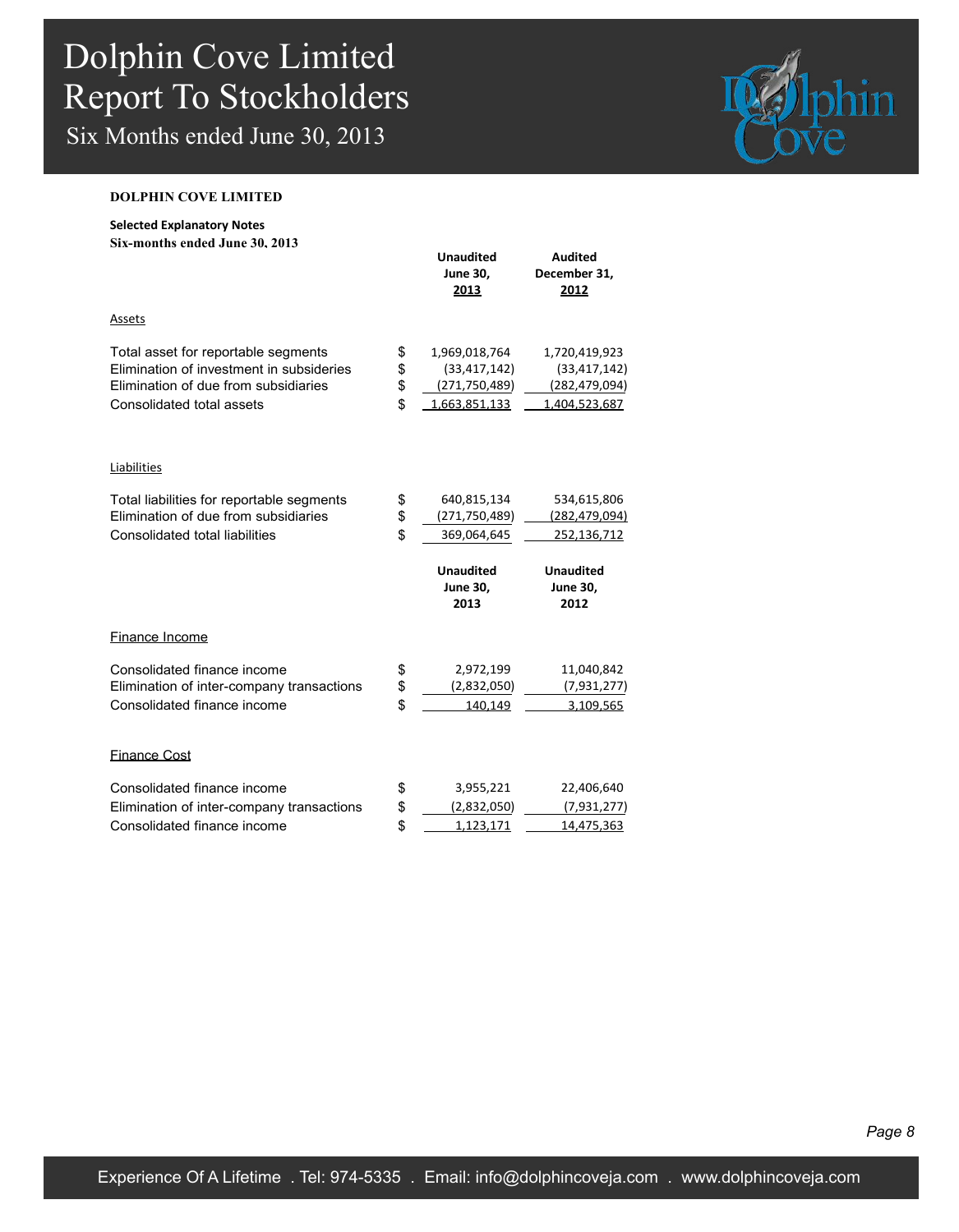**DOLPHIN COVE LIMITED**

**Selected Explanatory Notes**
**Six-months ended June 30, 2013**

| | | Unaudited June 30, 2013 | Audited December 31, 2012 |
|---|---|---|---|
| Assets | | | |
| Total asset for reportable segments | $ | 1,969,018,764 | 1,720,419,923 |
| Elimination of investment in subsidieries | $ | (33,417,142) | (33,417,142) |
| Elimination of due from subsidiaries | $ | (271,750,489) | (282,479,094) |
| Consolidated total assets | $ | 1,663,851,133 | 1,404,523,687 |
| Liabilities | | | |
| Total liabilities for reportable segments | $ | 640,815,134 | 534,615,806 |
| Elimination of due from subsidiaries | $ | (271,750,489) | (282,479,094) |
| Consolidated total liabilities | $ | 369,064,645 | 252,136,712 |

| | | Unaudited June 30, 2013 | Unaudited June 30, 2012 |
|---|---|---|---|
| Finance Income | | | |
| Consolidated finance income | $ | 2,972,199 | 11,040,842 |
| Elimination of inter-company transactions | $ | (2,832,050) | (7,931,277) |
| Consolidated finance income | $ | 140,149 | 3,109,565 |
| Finance Cost | | | |
| Consolidated finance income | $ | 3,955,221 | 22,406,640 |
| Elimination of inter-company transactions | $ | (2,832,050) | (7,931,277) |
| Consolidated finance income | $ | 1,123,171 | 14,475,363 |